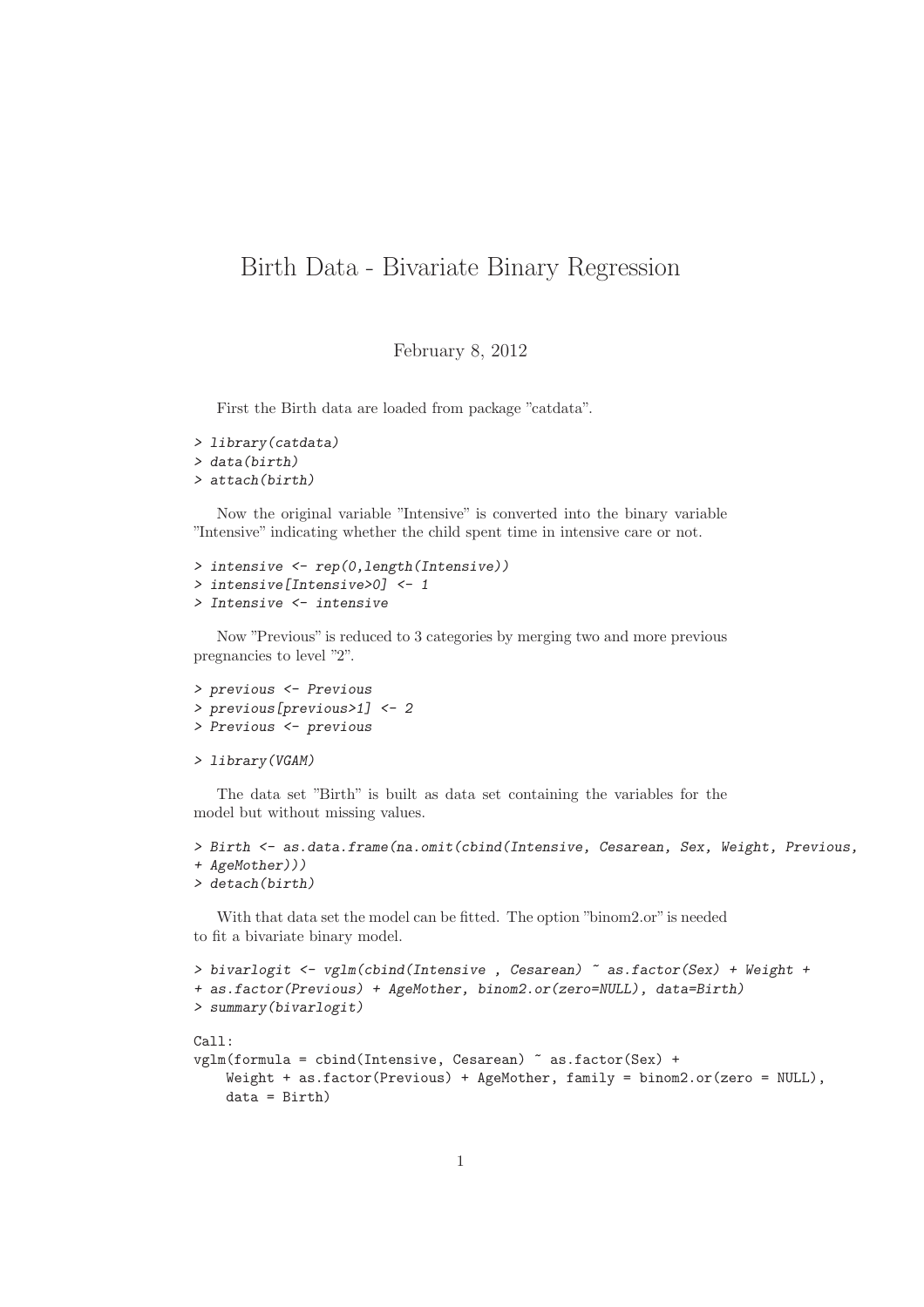# Birth Data - Bivariate Binary Regression

February 8, 2012

First the Birth data are loaded from package "catdata".

```
> library(catdata)
> data(birth)
> attach(birth)
```

Now the original variable "Intensive" is converted into the binary variable "Intensive" indicating whether the child spent time in intensive care or not.

```
> intensive <- rep(0,length(Intensive))
> intensive[Intensive>0] <- 1
> Intensive <- intensive
```

Now "Previous" is reduced to 3 categories by merging two and more previous pregnancies to level "2".

```
> previous <- Previous
> previous[previous>1] <- 2
> Previous <- previous
```

```
> library(VGAM)
```

The data set "Birth" is built as data set containing the variables for the model but without missing values.

```
> Birth <- as.data.frame(na.omit(cbind(Intensive, Cesarean, Sex, Weight, Previous,
+ AgeMother)))
> detach(birth)
```

With that data set the model can be fitted. The option "binom2.or" is needed to fit a bivariate binary model.

```
> bivarlogit <- vglm(cbind(Intensive , Cesarean) ~ as.factor(Sex) + Weight +
+ as.factor(Previous) + AgeMother, binom2.or(zero=NULL), data=Birth)
> summary(bivarlogit)
```

```
Call:
vglm(formula = cbind(Intensive, Cesarean) ~ as.factor(Sex) +
    Weight + as.factor(Previous) + AgeMother, family = binom2.or(zero = NULL),
    data = Birth)
```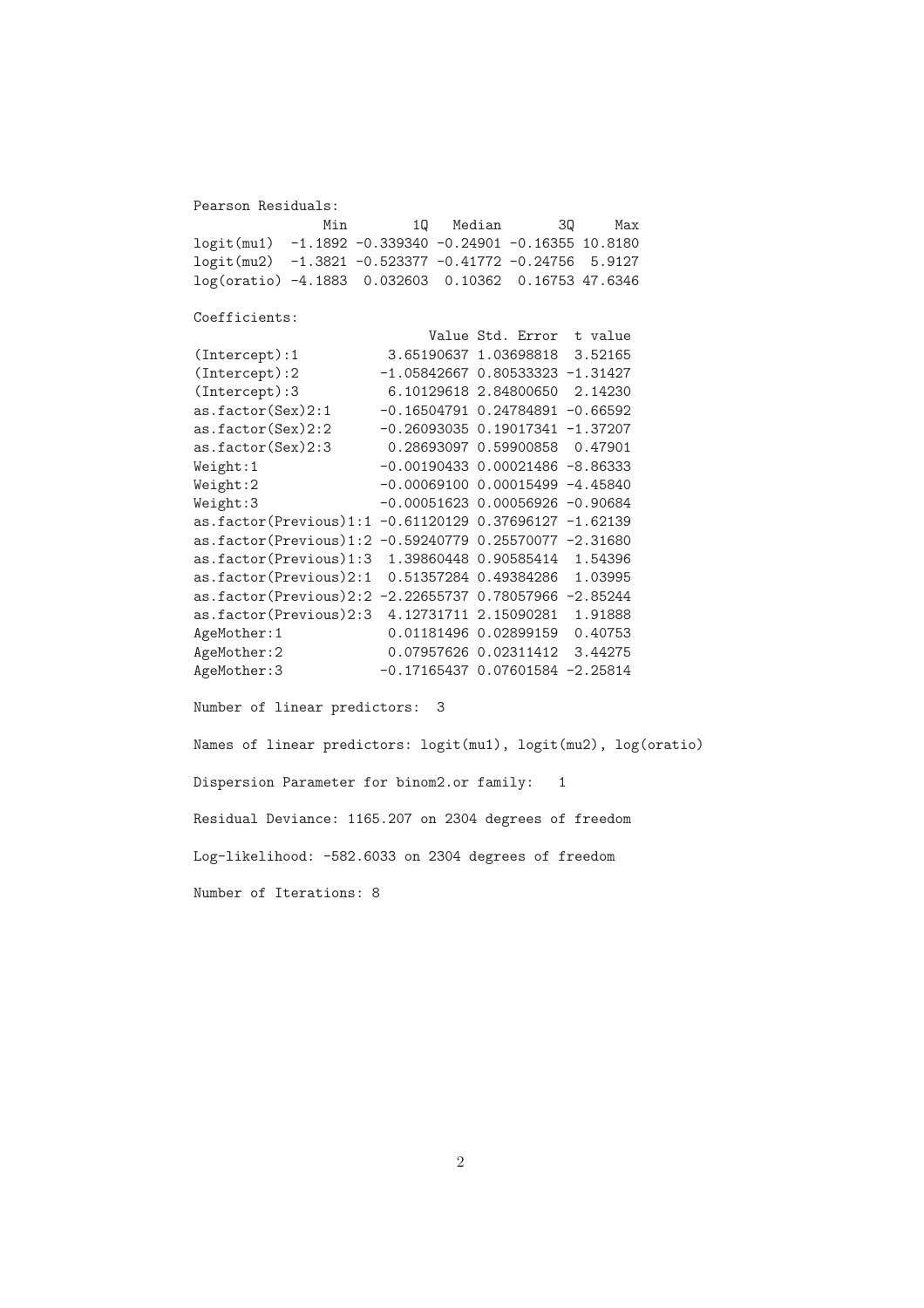```
Pearson Residuals:
                 Min        1Q   Median       3Q     Max
logit(mu1)   -1.1892 -0.339340 -0.24901 -0.16355 10.8180
logit(mu2)   -1.3821 -0.523377 -0.41772 -0.24756  5.9127
log(oratio) -4.1883  0.032603  0.10362  0.16753 47.6346

Coefficients:
                             Value Std. Error  t value
(Intercept):1           3.65190637 1.03698818  3.52165
(Intercept):2          -1.05842667 0.80533323 -1.31427
(Intercept):3           6.10129618 2.84800650  2.14230
as.factor(Sex)2:1      -0.16504791 0.24784891 -0.66592
as.factor(Sex)2:2      -0.26093035 0.19017341 -1.37207
as.factor(Sex)2:3       0.28693097 0.59900858  0.47901
Weight:1               -0.00190433 0.00021486 -8.86333
Weight:2               -0.00069100 0.00015499 -4.45840
Weight:3               -0.00051623 0.00056926 -0.90684
as.factor(Previous)1:1 -0.61120129 0.37696127 -1.62139
as.factor(Previous)1:2 -0.59240779 0.25570077 -2.31680
as.factor(Previous)1:3  1.39860448 0.90585414  1.54396
as.factor(Previous)2:1  0.51357284 0.49384286  1.03995
as.factor(Previous)2:2 -2.22655737 0.78057966 -2.85244
as.factor(Previous)2:3  4.12731711 2.15090281  1.91888
AgeMother:1             0.01181496 0.02899159  0.40753
AgeMother:2             0.07957626 0.02311412  3.44275
AgeMother:3            -0.17165437 0.07601584 -2.25814

Number of linear predictors:  3

Names of linear predictors: logit(mu1), logit(mu2), log(oratio)

Dispersion Parameter for binom2.or family:   1

Residual Deviance: 1165.207 on 2304 degrees of freedom

Log-likelihood: -582.6033 on 2304 degrees of freedom

Number of Iterations: 8
```